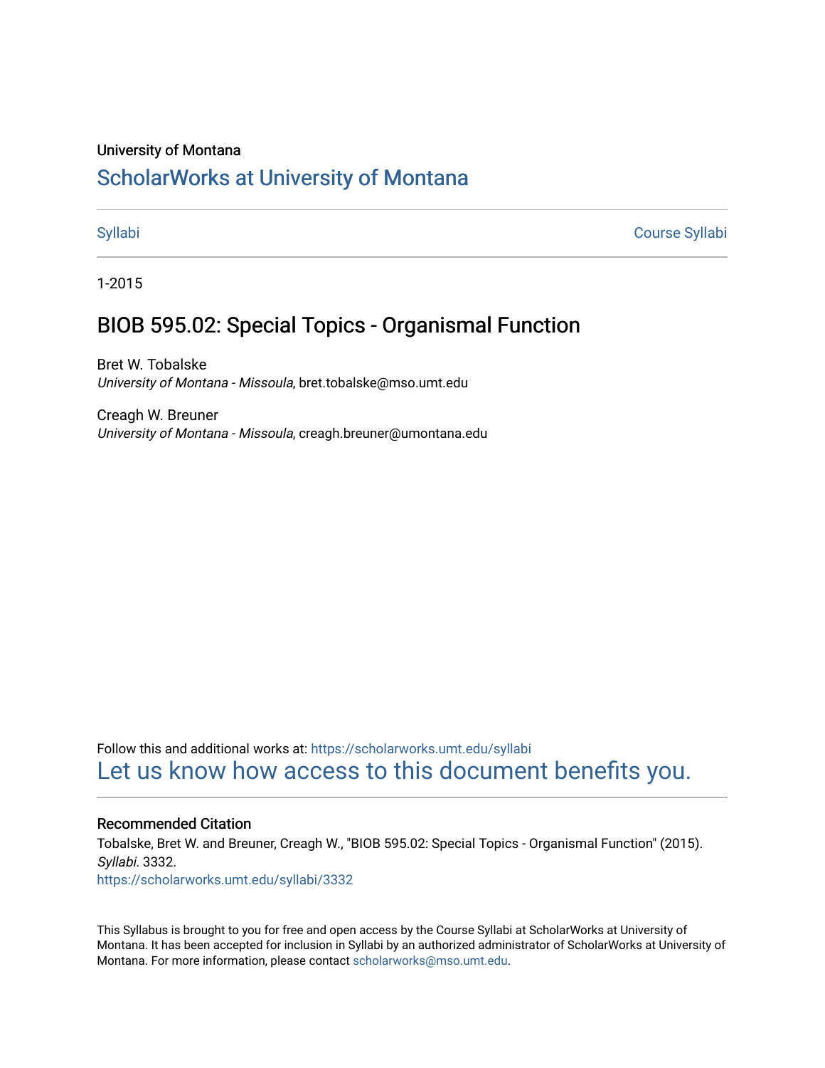University of Montana

# ScholarWorks at University of Montana

Syllabi | Course Syllabi

1-2015

## BIOB 595.02: Special Topics - Organismal Function

Bret W. Tobalske
*University of Montana - Missoula*, bret.tobalske@mso.umt.edu

Creagh W. Breuner
*University of Montana - Missoula*, creagh.breuner@umontana.edu

Follow this and additional works at: https://scholarworks.umt.edu/syllabi

Let us know how access to this document benefits you.

### Recommended Citation

Tobalske, Bret W. and Breuner, Creagh W., "BIOB 595.02: Special Topics - Organismal Function" (2015). *Syllabi*. 3332.
https://scholarworks.umt.edu/syllabi/3332

This Syllabus is brought to you for free and open access by the Course Syllabi at ScholarWorks at University of Montana. It has been accepted for inclusion in Syllabi by an authorized administrator of ScholarWorks at University of Montana. For more information, please contact scholarworks@mso.umt.edu.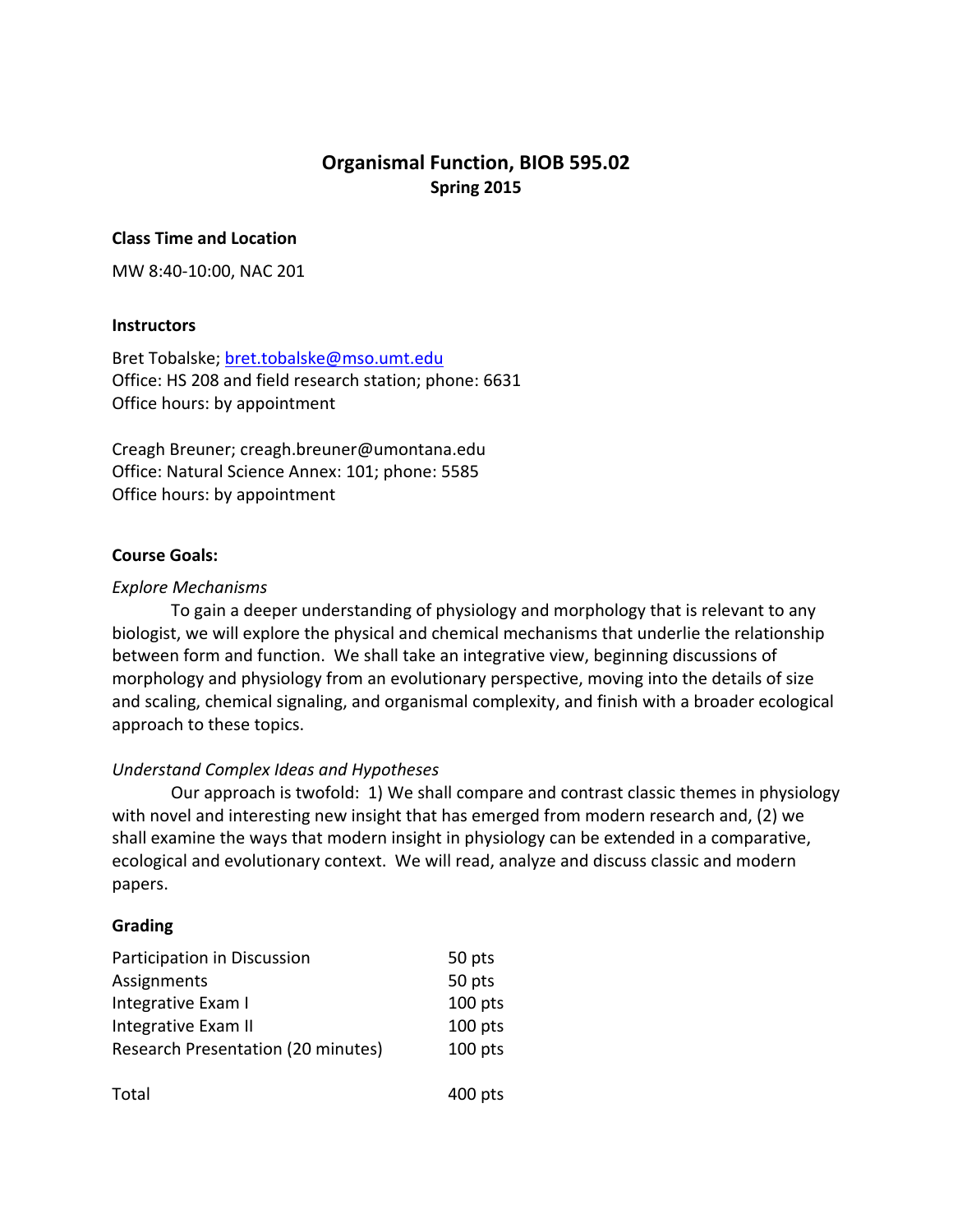# Organismal Function, BIOB 595.02
**Spring 2015**

### Class Time and Location

MW 8:40-10:00, NAC 201

### Instructors

Bret Tobalske; bret.tobalske@mso.umt.edu
Office: HS 208 and field research station; phone: 6631
Office hours: by appointment

Creagh Breuner; creagh.breuner@umontana.edu
Office: Natural Science Annex: 101; phone: 5585
Office hours: by appointment

### Course Goals:

*Explore Mechanisms*

To gain a deeper understanding of physiology and morphology that is relevant to any biologist, we will explore the physical and chemical mechanisms that underlie the relationship between form and function. We shall take an integrative view, beginning discussions of morphology and physiology from an evolutionary perspective, moving into the details of size and scaling, chemical signaling, and organismal complexity, and finish with a broader ecological approach to these topics.

*Understand Complex Ideas and Hypotheses*

Our approach is twofold: 1) We shall compare and contrast classic themes in physiology with novel and interesting new insight that has emerged from modern research and, (2) we shall examine the ways that modern insight in physiology can be extended in a comparative, ecological and evolutionary context. We will read, analyze and discuss classic and modern papers.

### Grading

| | |
|---|---|
| Participation in Discussion | 50 pts |
| Assignments | 50 pts |
| Integrative Exam I | 100 pts |
| Integrative Exam II | 100 pts |
| Research Presentation (20 minutes) | 100 pts |
| | |
| Total | 400 pts |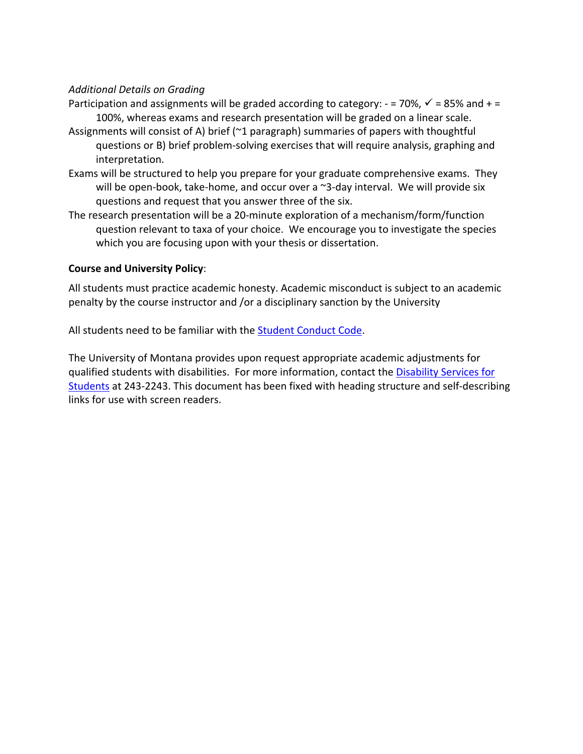*Additional Details on Grading*

Participation and assignments will be graded according to category: - = 70%, ✓ = 85% and + = 100%, whereas exams and research presentation will be graded on a linear scale.

Assignments will consist of A) brief (~1 paragraph) summaries of papers with thoughtful questions or B) brief problem-solving exercises that will require analysis, graphing and interpretation.

Exams will be structured to help you prepare for your graduate comprehensive exams. They will be open-book, take-home, and occur over a ~3-day interval. We will provide six questions and request that you answer three of the six.

The research presentation will be a 20-minute exploration of a mechanism/form/function question relevant to taxa of your choice. We encourage you to investigate the species which you are focusing upon with your thesis or dissertation.

**Course and University Policy**:

All students must practice academic honesty. Academic misconduct is subject to an academic penalty by the course instructor and /or a disciplinary sanction by the University

All students need to be familiar with the Student Conduct Code.

The University of Montana provides upon request appropriate academic adjustments for qualified students with disabilities. For more information, contact the Disability Services for Students at 243-2243. This document has been fixed with heading structure and self-describing links for use with screen readers.